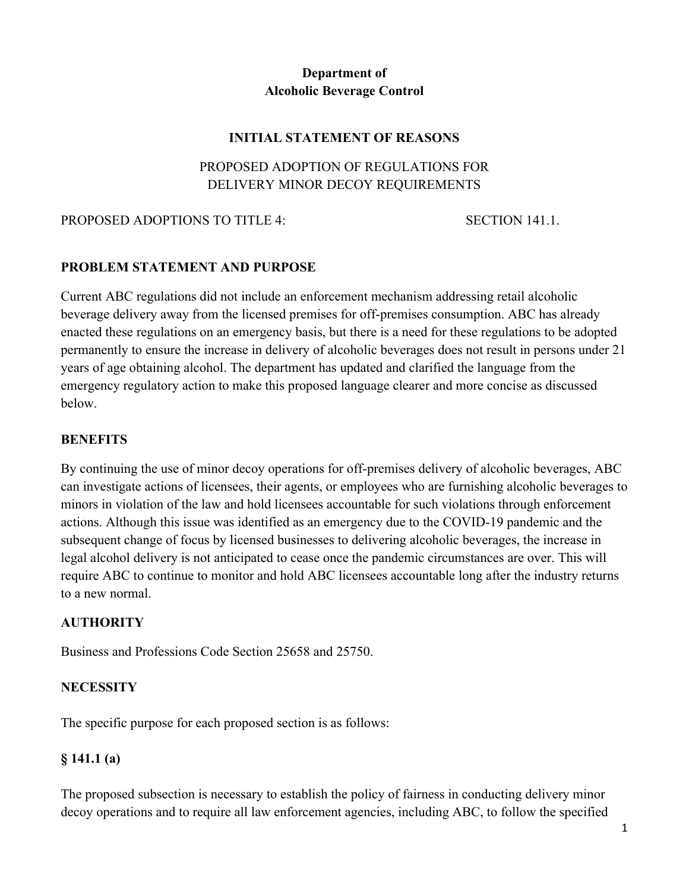**Department of**
**Alcoholic Beverage Control**

# INITIAL STATEMENT OF REASONS

PROPOSED ADOPTION OF REGULATIONS FOR
DELIVERY MINOR DECOY REQUIREMENTS

PROPOSED ADOPTIONS TO TITLE 4: SECTION 141.1.

## PROBLEM STATEMENT AND PURPOSE

Current ABC regulations did not include an enforcement mechanism addressing retail alcoholic beverage delivery away from the licensed premises for off-premises consumption. ABC has already enacted these regulations on an emergency basis, but there is a need for these regulations to be adopted permanently to ensure the increase in delivery of alcoholic beverages does not result in persons under 21 years of age obtaining alcohol. The department has updated and clarified the language from the emergency regulatory action to make this proposed language clearer and more concise as discussed below.

## BENEFITS

By continuing the use of minor decoy operations for off-premises delivery of alcoholic beverages, ABC can investigate actions of licensees, their agents, or employees who are furnishing alcoholic beverages to minors in violation of the law and hold licensees accountable for such violations through enforcement actions. Although this issue was identified as an emergency due to the COVID-19 pandemic and the subsequent change of focus by licensed businesses to delivering alcoholic beverages, the increase in legal alcohol delivery is not anticipated to cease once the pandemic circumstances are over. This will require ABC to continue to monitor and hold ABC licensees accountable long after the industry returns to a new normal.

## AUTHORITY

Business and Professions Code Section 25658 and 25750.

## NECESSITY

The specific purpose for each proposed section is as follows:

### § 141.1 (a)

The proposed subsection is necessary to establish the policy of fairness in conducting delivery minor decoy operations and to require all law enforcement agencies, including ABC, to follow the specified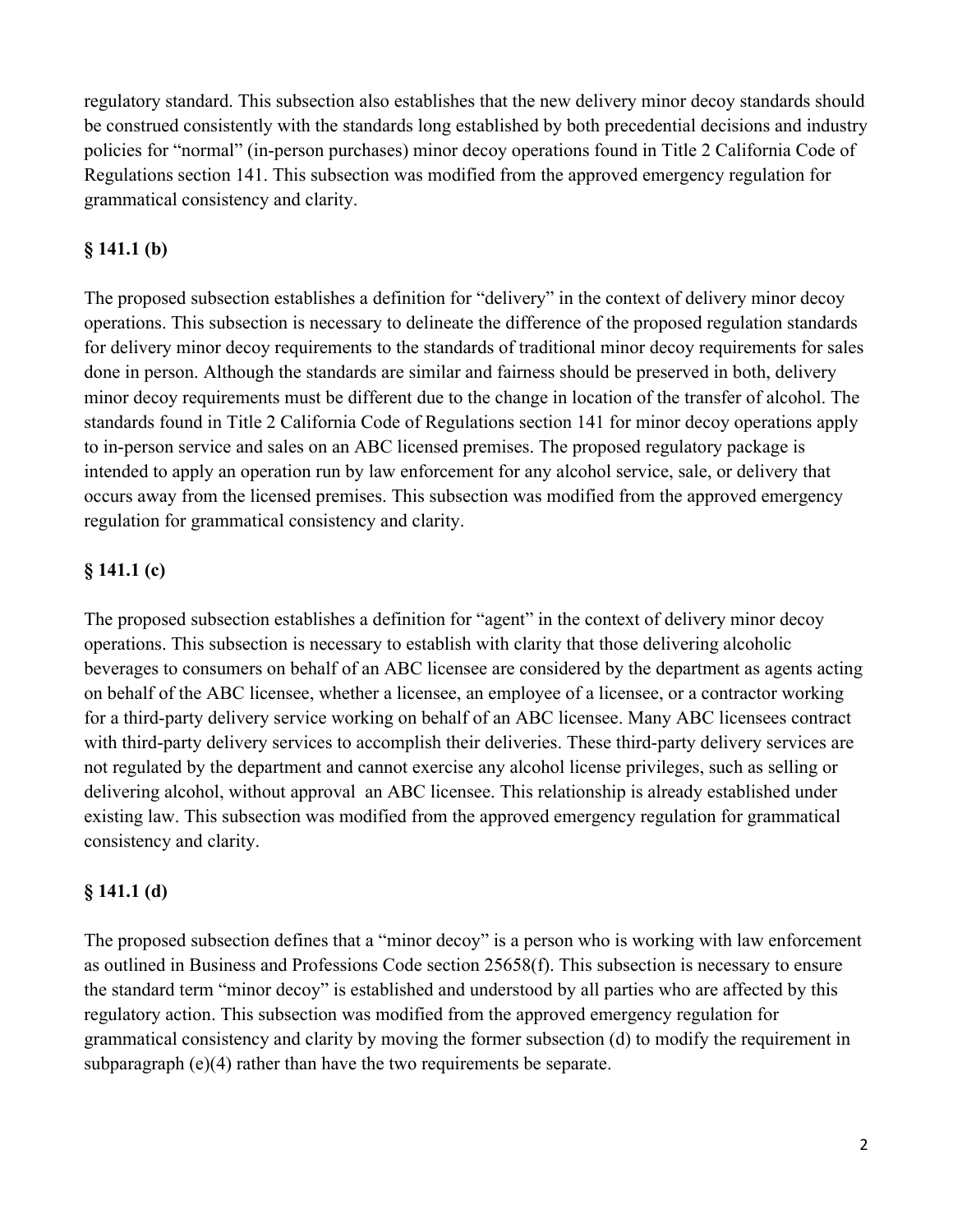regulatory standard. This subsection also establishes that the new delivery minor decoy standards should be construed consistently with the standards long established by both precedential decisions and industry policies for "normal" (in-person purchases) minor decoy operations found in Title 2 California Code of Regulations section 141. This subsection was modified from the approved emergency regulation for grammatical consistency and clarity.

### § 141.1 (b)

The proposed subsection establishes a definition for "delivery" in the context of delivery minor decoy operations. This subsection is necessary to delineate the difference of the proposed regulation standards for delivery minor decoy requirements to the standards of traditional minor decoy requirements for sales done in person. Although the standards are similar and fairness should be preserved in both, delivery minor decoy requirements must be different due to the change in location of the transfer of alcohol. The standards found in Title 2 California Code of Regulations section 141 for minor decoy operations apply to in-person service and sales on an ABC licensed premises. The proposed regulatory package is intended to apply an operation run by law enforcement for any alcohol service, sale, or delivery that occurs away from the licensed premises. This subsection was modified from the approved emergency regulation for grammatical consistency and clarity.

### § 141.1 (c)

The proposed subsection establishes a definition for "agent" in the context of delivery minor decoy operations. This subsection is necessary to establish with clarity that those delivering alcoholic beverages to consumers on behalf of an ABC licensee are considered by the department as agents acting on behalf of the ABC licensee, whether a licensee, an employee of a licensee, or a contractor working for a third-party delivery service working on behalf of an ABC licensee. Many ABC licensees contract with third-party delivery services to accomplish their deliveries. These third-party delivery services are not regulated by the department and cannot exercise any alcohol license privileges, such as selling or delivering alcohol, without approval  an ABC licensee. This relationship is already established under existing law. This subsection was modified from the approved emergency regulation for grammatical consistency and clarity.

### § 141.1 (d)

The proposed subsection defines that a "minor decoy" is a person who is working with law enforcement as outlined in Business and Professions Code section 25658(f). This subsection is necessary to ensure the standard term "minor decoy" is established and understood by all parties who are affected by this regulatory action. This subsection was modified from the approved emergency regulation for grammatical consistency and clarity by moving the former subsection (d) to modify the requirement in subparagraph (e)(4) rather than have the two requirements be separate.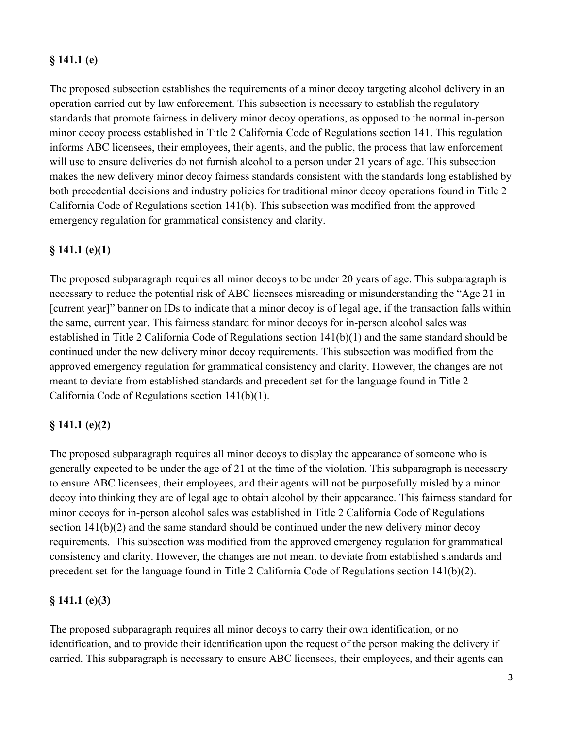**§ 141.1 (e)**

The proposed subsection establishes the requirements of a minor decoy targeting alcohol delivery in an operation carried out by law enforcement. This subsection is necessary to establish the regulatory standards that promote fairness in delivery minor decoy operations, as opposed to the normal in-person minor decoy process established in Title 2 California Code of Regulations section 141. This regulation informs ABC licensees, their employees, their agents, and the public, the process that law enforcement will use to ensure deliveries do not furnish alcohol to a person under 21 years of age. This subsection makes the new delivery minor decoy fairness standards consistent with the standards long established by both precedential decisions and industry policies for traditional minor decoy operations found in Title 2 California Code of Regulations section 141(b). This subsection was modified from the approved emergency regulation for grammatical consistency and clarity.

**§ 141.1 (e)(1)**

The proposed subparagraph requires all minor decoys to be under 20 years of age. This subparagraph is necessary to reduce the potential risk of ABC licensees misreading or misunderstanding the "Age 21 in [current year]" banner on IDs to indicate that a minor decoy is of legal age, if the transaction falls within the same, current year. This fairness standard for minor decoys for in-person alcohol sales was established in Title 2 California Code of Regulations section 141(b)(1) and the same standard should be continued under the new delivery minor decoy requirements. This subsection was modified from the approved emergency regulation for grammatical consistency and clarity. However, the changes are not meant to deviate from established standards and precedent set for the language found in Title 2 California Code of Regulations section 141(b)(1).

**§ 141.1 (e)(2)**

The proposed subparagraph requires all minor decoys to display the appearance of someone who is generally expected to be under the age of 21 at the time of the violation. This subparagraph is necessary to ensure ABC licensees, their employees, and their agents will not be purposefully misled by a minor decoy into thinking they are of legal age to obtain alcohol by their appearance. This fairness standard for minor decoys for in-person alcohol sales was established in Title 2 California Code of Regulations section 141(b)(2) and the same standard should be continued under the new delivery minor decoy requirements. This subsection was modified from the approved emergency regulation for grammatical consistency and clarity. However, the changes are not meant to deviate from established standards and precedent set for the language found in Title 2 California Code of Regulations section 141(b)(2).

**§ 141.1 (e)(3)**

The proposed subparagraph requires all minor decoys to carry their own identification, or no identification, and to provide their identification upon the request of the person making the delivery if carried. This subparagraph is necessary to ensure ABC licensees, their employees, and their agents can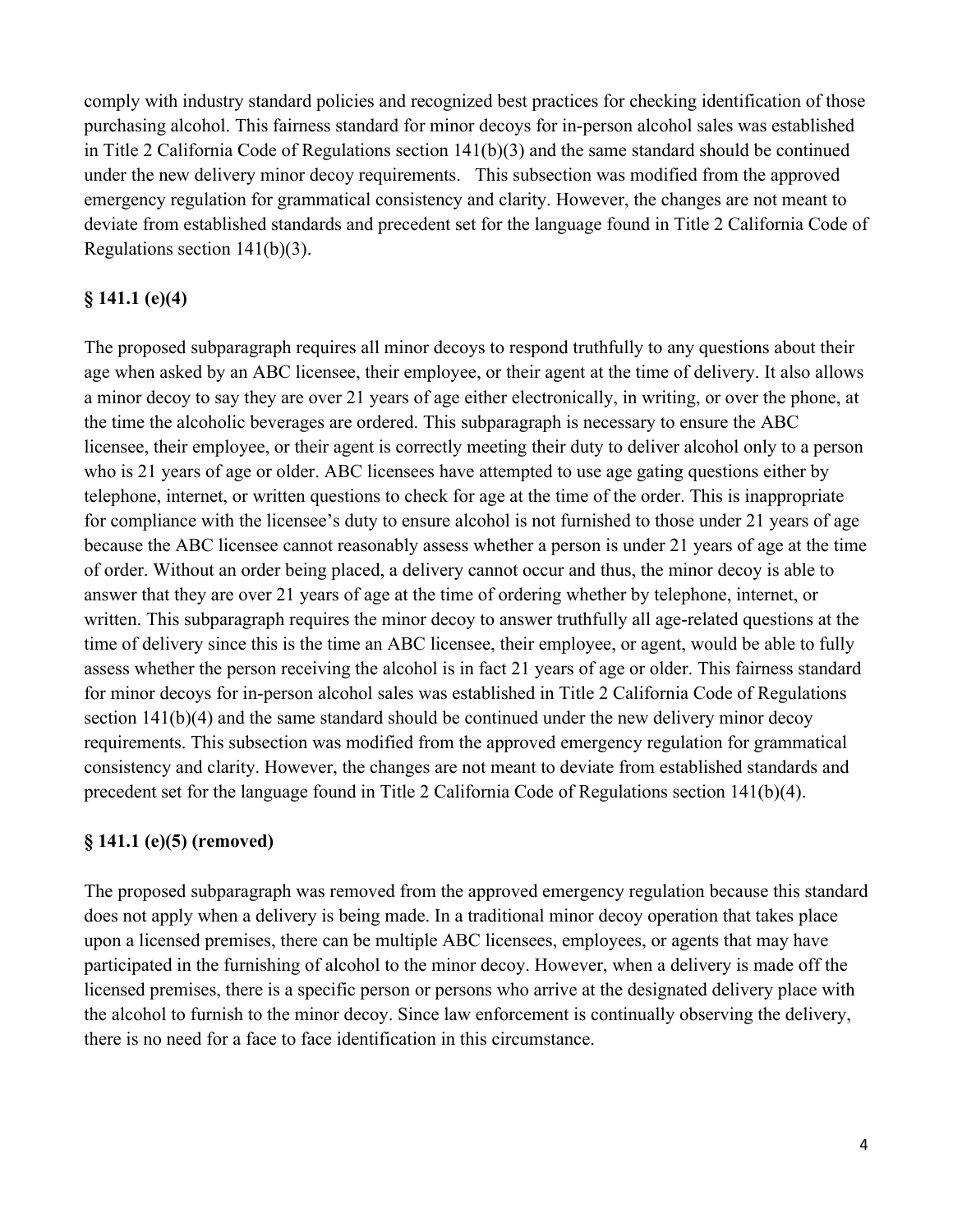comply with industry standard policies and recognized best practices for checking identification of those purchasing alcohol. This fairness standard for minor decoys for in-person alcohol sales was established in Title 2 California Code of Regulations section 141(b)(3) and the same standard should be continued under the new delivery minor decoy requirements. This subsection was modified from the approved emergency regulation for grammatical consistency and clarity. However, the changes are not meant to deviate from established standards and precedent set for the language found in Title 2 California Code of Regulations section 141(b)(3).

### § 141.1 (e)(4)

The proposed subparagraph requires all minor decoys to respond truthfully to any questions about their age when asked by an ABC licensee, their employee, or their agent at the time of delivery. It also allows a minor decoy to say they are over 21 years of age either electronically, in writing, or over the phone, at the time the alcoholic beverages are ordered. This subparagraph is necessary to ensure the ABC licensee, their employee, or their agent is correctly meeting their duty to deliver alcohol only to a person who is 21 years of age or older. ABC licensees have attempted to use age gating questions either by telephone, internet, or written questions to check for age at the time of the order. This is inappropriate for compliance with the licensee's duty to ensure alcohol is not furnished to those under 21 years of age because the ABC licensee cannot reasonably assess whether a person is under 21 years of age at the time of order. Without an order being placed, a delivery cannot occur and thus, the minor decoy is able to answer that they are over 21 years of age at the time of ordering whether by telephone, internet, or written. This subparagraph requires the minor decoy to answer truthfully all age-related questions at the time of delivery since this is the time an ABC licensee, their employee, or agent, would be able to fully assess whether the person receiving the alcohol is in fact 21 years of age or older. This fairness standard for minor decoys for in-person alcohol sales was established in Title 2 California Code of Regulations section 141(b)(4) and the same standard should be continued under the new delivery minor decoy requirements. This subsection was modified from the approved emergency regulation for grammatical consistency and clarity. However, the changes are not meant to deviate from established standards and precedent set for the language found in Title 2 California Code of Regulations section 141(b)(4).

### § 141.1 (e)(5) (removed)

The proposed subparagraph was removed from the approved emergency regulation because this standard does not apply when a delivery is being made. In a traditional minor decoy operation that takes place upon a licensed premises, there can be multiple ABC licensees, employees, or agents that may have participated in the furnishing of alcohol to the minor decoy. However, when a delivery is made off the licensed premises, there is a specific person or persons who arrive at the designated delivery place with the alcohol to furnish to the minor decoy. Since law enforcement is continually observing the delivery, there is no need for a face to face identification in this circumstance.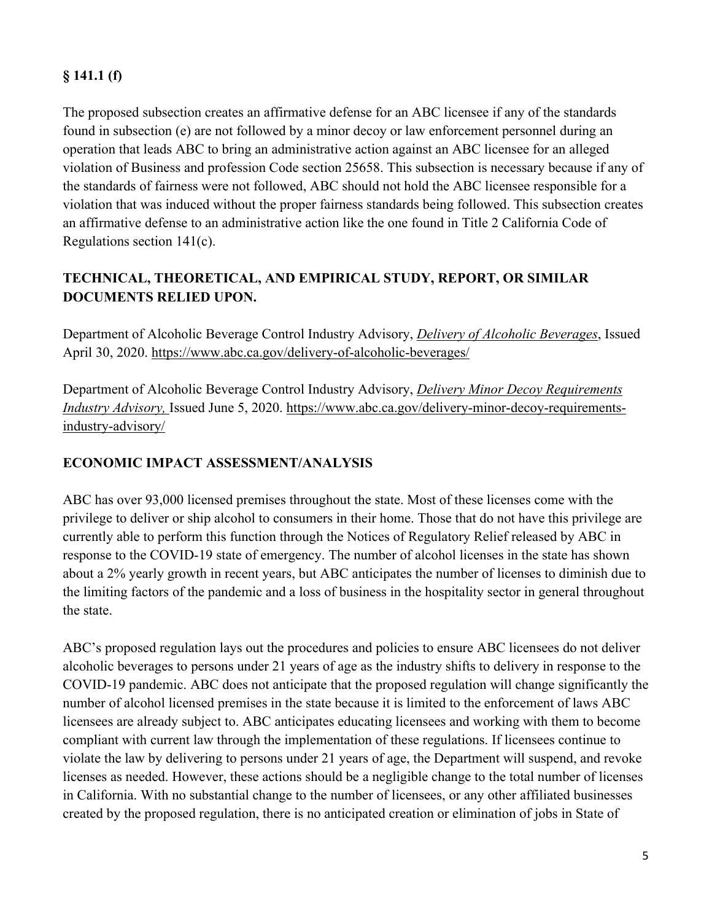### § 141.1 (f)

The proposed subsection creates an affirmative defense for an ABC licensee if any of the standards found in subsection (e) are not followed by a minor decoy or law enforcement personnel during an operation that leads ABC to bring an administrative action against an ABC licensee for an alleged violation of Business and profession Code section 25658. This subsection is necessary because if any of the standards of fairness were not followed, ABC should not hold the ABC licensee responsible for a violation that was induced without the proper fairness standards being followed. This subsection creates an affirmative defense to an administrative action like the one found in Title 2 California Code of Regulations section 141(c).

### TECHNICAL, THEORETICAL, AND EMPIRICAL STUDY, REPORT, OR SIMILAR DOCUMENTS RELIED UPON.

Department of Alcoholic Beverage Control Industry Advisory, *Delivery of Alcoholic Beverages*, Issued April 30, 2020. https://www.abc.ca.gov/delivery-of-alcoholic-beverages/

Department of Alcoholic Beverage Control Industry Advisory, *Delivery Minor Decoy Requirements Industry Advisory,* Issued June 5, 2020. https://www.abc.ca.gov/delivery-minor-decoy-requirements-industry-advisory/

### ECONOMIC IMPACT ASSESSMENT/ANALYSIS

ABC has over 93,000 licensed premises throughout the state. Most of these licenses come with the privilege to deliver or ship alcohol to consumers in their home. Those that do not have this privilege are currently able to perform this function through the Notices of Regulatory Relief released by ABC in response to the COVID-19 state of emergency. The number of alcohol licenses in the state has shown about a 2% yearly growth in recent years, but ABC anticipates the number of licenses to diminish due to the limiting factors of the pandemic and a loss of business in the hospitality sector in general throughout the state.

ABC's proposed regulation lays out the procedures and policies to ensure ABC licensees do not deliver alcoholic beverages to persons under 21 years of age as the industry shifts to delivery in response to the COVID-19 pandemic. ABC does not anticipate that the proposed regulation will change significantly the number of alcohol licensed premises in the state because it is limited to the enforcement of laws ABC licensees are already subject to. ABC anticipates educating licensees and working with them to become compliant with current law through the implementation of these regulations. If licensees continue to violate the law by delivering to persons under 21 years of age, the Department will suspend, and revoke licenses as needed. However, these actions should be a negligible change to the total number of licenses in California. With no substantial change to the number of licensees, or any other affiliated businesses created by the proposed regulation, there is no anticipated creation or elimination of jobs in State of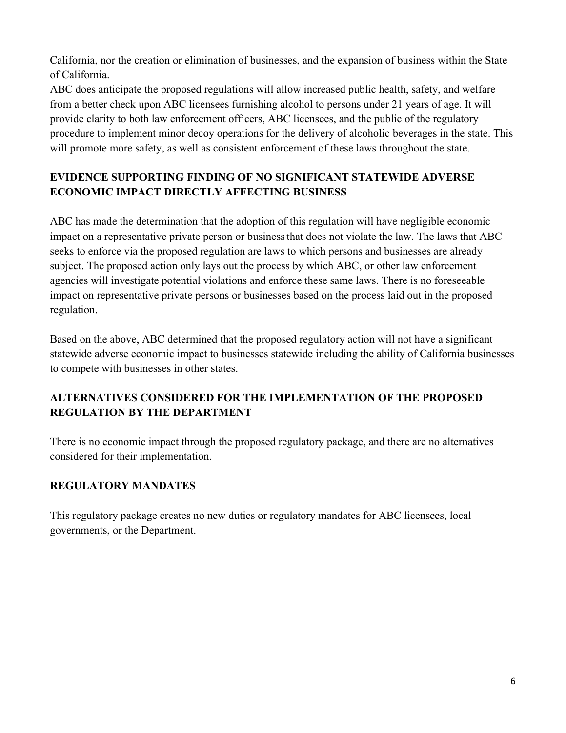California, nor the creation or elimination of businesses, and the expansion of business within the State of California.

ABC does anticipate the proposed regulations will allow increased public health, safety, and welfare from a better check upon ABC licensees furnishing alcohol to persons under 21 years of age. It will provide clarity to both law enforcement officers, ABC licensees, and the public of the regulatory procedure to implement minor decoy operations for the delivery of alcoholic beverages in the state. This will promote more safety, as well as consistent enforcement of these laws throughout the state.

## EVIDENCE SUPPORTING FINDING OF NO SIGNIFICANT STATEWIDE ADVERSE ECONOMIC IMPACT DIRECTLY AFFECTING BUSINESS

ABC has made the determination that the adoption of this regulation will have negligible economic impact on a representative private person or business that does not violate the law. The laws that ABC seeks to enforce via the proposed regulation are laws to which persons and businesses are already subject. The proposed action only lays out the process by which ABC, or other law enforcement agencies will investigate potential violations and enforce these same laws. There is no foreseeable impact on representative private persons or businesses based on the process laid out in the proposed regulation.

Based on the above, ABC determined that the proposed regulatory action will not have a significant statewide adverse economic impact to businesses statewide including the ability of California businesses to compete with businesses in other states.

## ALTERNATIVES CONSIDERED FOR THE IMPLEMENTATION OF THE PROPOSED REGULATION BY THE DEPARTMENT

There is no economic impact through the proposed regulatory package, and there are no alternatives considered for their implementation.

## REGULATORY MANDATES

This regulatory package creates no new duties or regulatory mandates for ABC licensees, local governments, or the Department.